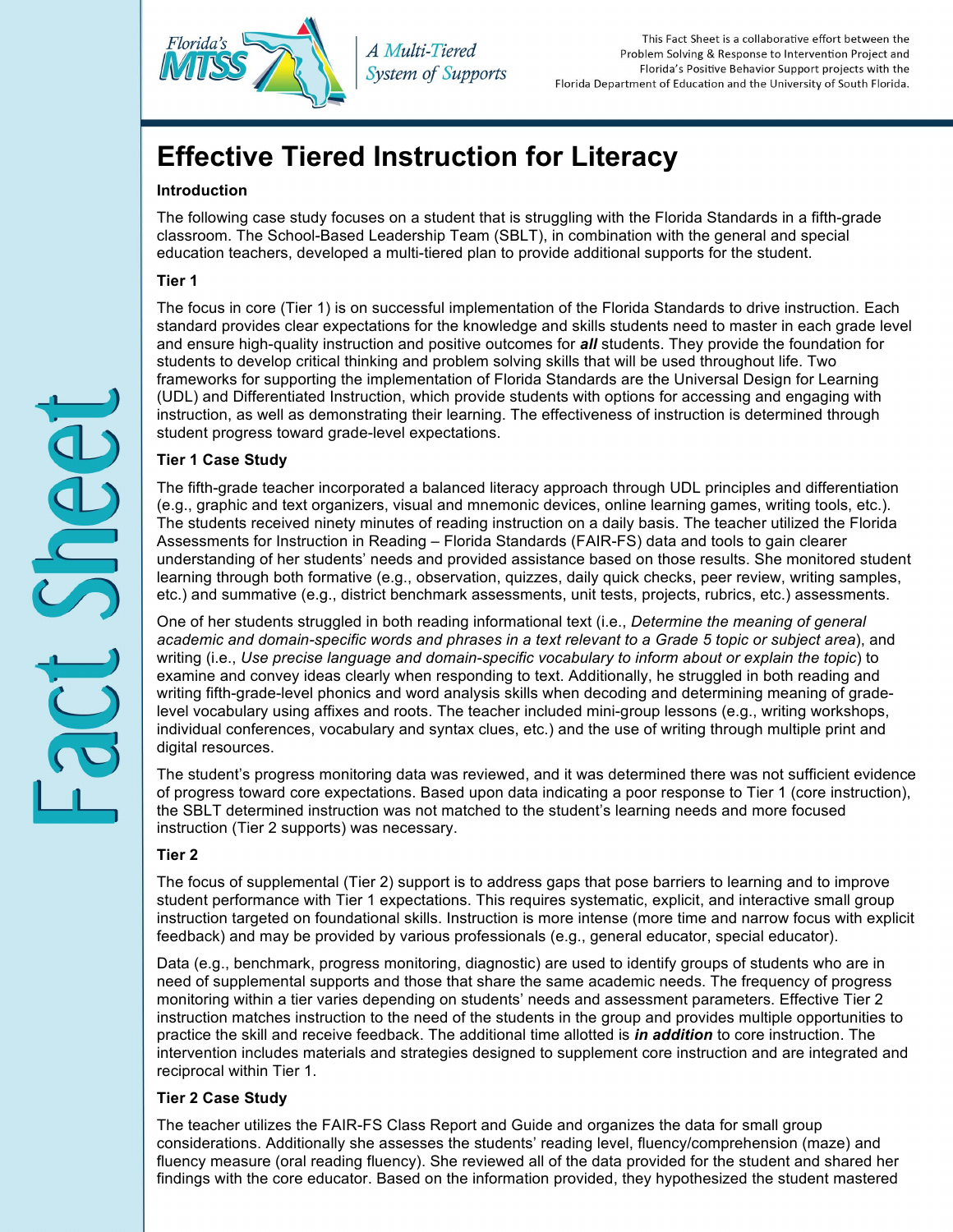This Fact Sheet is a collaborative effort between the Problem Solving & Response to Intervention Project and Florida's Positive Behavior Support projects with the Florida Department of Education and the University of South Florida.

# Effective Tiered Instruction for Literacy

### Introduction

The following case study focuses on a student that is struggling with the Florida Standards in a fifth-grade classroom. The School-Based Leadership Team (SBLT), in combination with the general and special education teachers, developed a multi-tiered plan to provide additional supports for the student.

### Tier 1

The focus in core (Tier 1) is on successful implementation of the Florida Standards to drive instruction. Each standard provides clear expectations for the knowledge and skills students need to master in each grade level and ensure high-quality instruction and positive outcomes for ***all*** students. They provide the foundation for students to develop critical thinking and problem solving skills that will be used throughout life. Two frameworks for supporting the implementation of Florida Standards are the Universal Design for Learning (UDL) and Differentiated Instruction, which provide students with options for accessing and engaging with instruction, as well as demonstrating their learning. The effectiveness of instruction is determined through student progress toward grade-level expectations.

### Tier 1 Case Study

The fifth-grade teacher incorporated a balanced literacy approach through UDL principles and differentiation (e.g., graphic and text organizers, visual and mnemonic devices, online learning games, writing tools, etc.). The students received ninety minutes of reading instruction on a daily basis. The teacher utilized the Florida Assessments for Instruction in Reading – Florida Standards (FAIR-FS) data and tools to gain clearer understanding of her students' needs and provided assistance based on those results. She monitored student learning through both formative (e.g., observation, quizzes, daily quick checks, peer review, writing samples, etc.) and summative (e.g., district benchmark assessments, unit tests, projects, rubrics, etc.) assessments.

One of her students struggled in both reading informational text (i.e., *Determine the meaning of general academic and domain-specific words and phrases in a text relevant to a Grade 5 topic or subject area*), and writing (i.e., *Use precise language and domain-specific vocabulary to inform about or explain the topic*) to examine and convey ideas clearly when responding to text. Additionally, he struggled in both reading and writing fifth-grade-level phonics and word analysis skills when decoding and determining meaning of grade-level vocabulary using affixes and roots. The teacher included mini-group lessons (e.g., writing workshops, individual conferences, vocabulary and syntax clues, etc.) and the use of writing through multiple print and digital resources.

The student's progress monitoring data was reviewed, and it was determined there was not sufficient evidence of progress toward core expectations. Based upon data indicating a poor response to Tier 1 (core instruction), the SBLT determined instruction was not matched to the student's learning needs and more focused instruction (Tier 2 supports) was necessary.

### Tier 2

The focus of supplemental (Tier 2) support is to address gaps that pose barriers to learning and to improve student performance with Tier 1 expectations. This requires systematic, explicit, and interactive small group instruction targeted on foundational skills. Instruction is more intense (more time and narrow focus with explicit feedback) and may be provided by various professionals (e.g., general educator, special educator).

Data (e.g., benchmark, progress monitoring, diagnostic) are used to identify groups of students who are in need of supplemental supports and those that share the same academic needs. The frequency of progress monitoring within a tier varies depending on students' needs and assessment parameters. Effective Tier 2 instruction matches instruction to the need of the students in the group and provides multiple opportunities to practice the skill and receive feedback. The additional time allotted is ***in addition*** to core instruction. The intervention includes materials and strategies designed to supplement core instruction and are integrated and reciprocal within Tier 1.

### Tier 2 Case Study

The teacher utilizes the FAIR-FS Class Report and Guide and organizes the data for small group considerations. Additionally she assesses the students' reading level, fluency/comprehension (maze) and fluency measure (oral reading fluency). She reviewed all of the data provided for the student and shared her findings with the core educator. Based on the information provided, they hypothesized the student mastered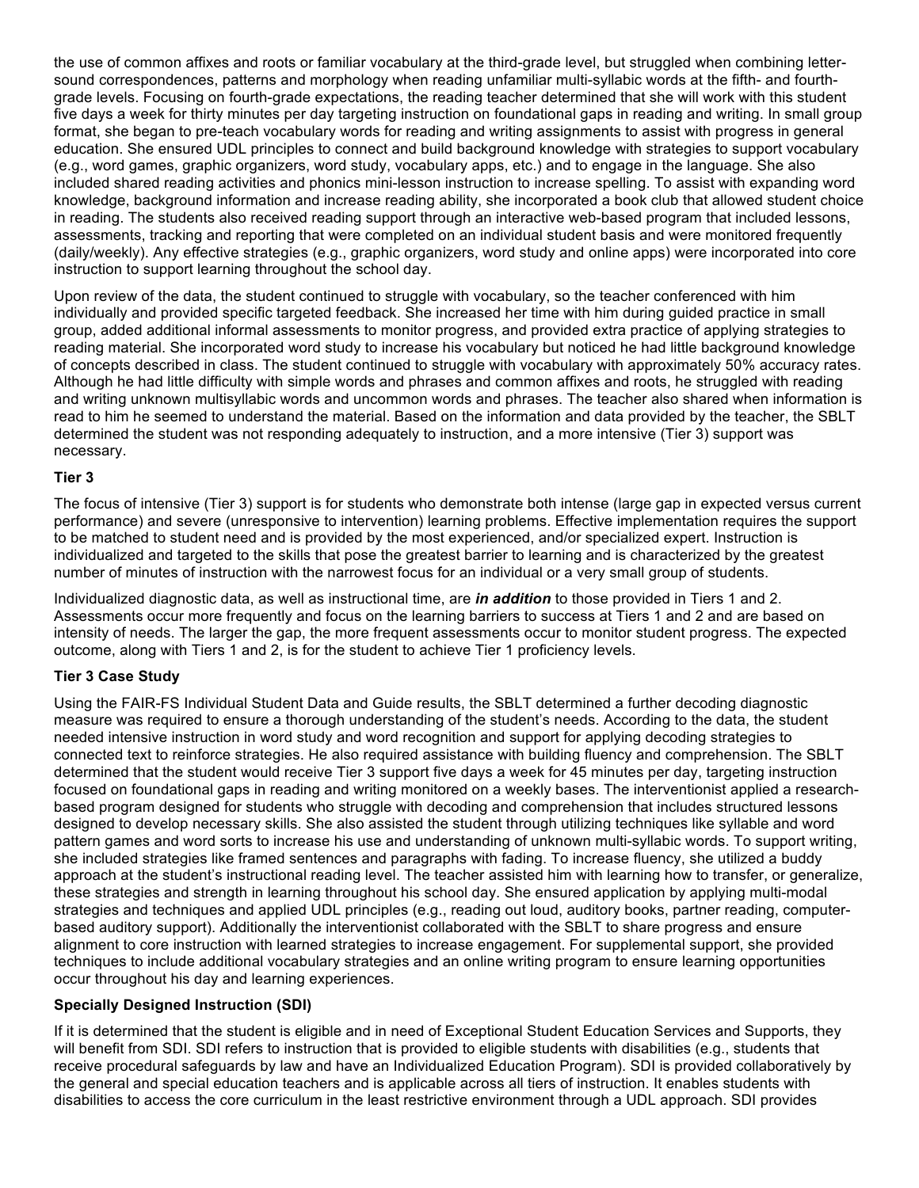the use of common affixes and roots or familiar vocabulary at the third-grade level, but struggled when combining letter-sound correspondences, patterns and morphology when reading unfamiliar multi-syllabic words at the fifth- and fourth-grade levels. Focusing on fourth-grade expectations, the reading teacher determined that she will work with this student five days a week for thirty minutes per day targeting instruction on foundational gaps in reading and writing. In small group format, she began to pre-teach vocabulary words for reading and writing assignments to assist with progress in general education. She ensured UDL principles to connect and build background knowledge with strategies to support vocabulary (e.g., word games, graphic organizers, word study, vocabulary apps, etc.) and to engage in the language. She also included shared reading activities and phonics mini-lesson instruction to increase spelling. To assist with expanding word knowledge, background information and increase reading ability, she incorporated a book club that allowed student choice in reading. The students also received reading support through an interactive web-based program that included lessons, assessments, tracking and reporting that were completed on an individual student basis and were monitored frequently (daily/weekly). Any effective strategies (e.g., graphic organizers, word study and online apps) were incorporated into core instruction to support learning throughout the school day.

Upon review of the data, the student continued to struggle with vocabulary, so the teacher conferenced with him individually and provided specific targeted feedback. She increased her time with him during guided practice in small group, added additional informal assessments to monitor progress, and provided extra practice of applying strategies to reading material. She incorporated word study to increase his vocabulary but noticed he had little background knowledge of concepts described in class. The student continued to struggle with vocabulary with approximately 50% accuracy rates. Although he had little difficulty with simple words and phrases and common affixes and roots, he struggled with reading and writing unknown multisyllabic words and uncommon words and phrases. The teacher also shared when information is read to him he seemed to understand the material. Based on the information and data provided by the teacher, the SBLT determined the student was not responding adequately to instruction, and a more intensive (Tier 3) support was necessary.

### Tier 3

The focus of intensive (Tier 3) support is for students who demonstrate both intense (large gap in expected versus current performance) and severe (unresponsive to intervention) learning problems. Effective implementation requires the support to be matched to student need and is provided by the most experienced, and/or specialized expert. Instruction is individualized and targeted to the skills that pose the greatest barrier to learning and is characterized by the greatest number of minutes of instruction with the narrowest focus for an individual or a very small group of students.

Individualized diagnostic data, as well as instructional time, are ***in addition*** to those provided in Tiers 1 and 2. Assessments occur more frequently and focus on the learning barriers to success at Tiers 1 and 2 and are based on intensity of needs. The larger the gap, the more frequent assessments occur to monitor student progress. The expected outcome, along with Tiers 1 and 2, is for the student to achieve Tier 1 proficiency levels.

### Tier 3 Case Study

Using the FAIR-FS Individual Student Data and Guide results, the SBLT determined a further decoding diagnostic measure was required to ensure a thorough understanding of the student's needs. According to the data, the student needed intensive instruction in word study and word recognition and support for applying decoding strategies to connected text to reinforce strategies. He also required assistance with building fluency and comprehension. The SBLT determined that the student would receive Tier 3 support five days a week for 45 minutes per day, targeting instruction focused on foundational gaps in reading and writing monitored on a weekly bases. The interventionist applied a research-based program designed for students who struggle with decoding and comprehension that includes structured lessons designed to develop necessary skills. She also assisted the student through utilizing techniques like syllable and word pattern games and word sorts to increase his use and understanding of unknown multi-syllabic words. To support writing, she included strategies like framed sentences and paragraphs with fading. To increase fluency, she utilized a buddy approach at the student's instructional reading level. The teacher assisted him with learning how to transfer, or generalize, these strategies and strength in learning throughout his school day. She ensured application by applying multi-modal strategies and techniques and applied UDL principles (e.g., reading out loud, auditory books, partner reading, computer-based auditory support). Additionally the interventionist collaborated with the SBLT to share progress and ensure alignment to core instruction with learned strategies to increase engagement. For supplemental support, she provided techniques to include additional vocabulary strategies and an online writing program to ensure learning opportunities occur throughout his day and learning experiences.

### Specially Designed Instruction (SDI)

If it is determined that the student is eligible and in need of Exceptional Student Education Services and Supports, they will benefit from SDI. SDI refers to instruction that is provided to eligible students with disabilities (e.g., students that receive procedural safeguards by law and have an Individualized Education Program). SDI is provided collaboratively by the general and special education teachers and is applicable across all tiers of instruction. It enables students with disabilities to access the core curriculum in the least restrictive environment through a UDL approach. SDI provides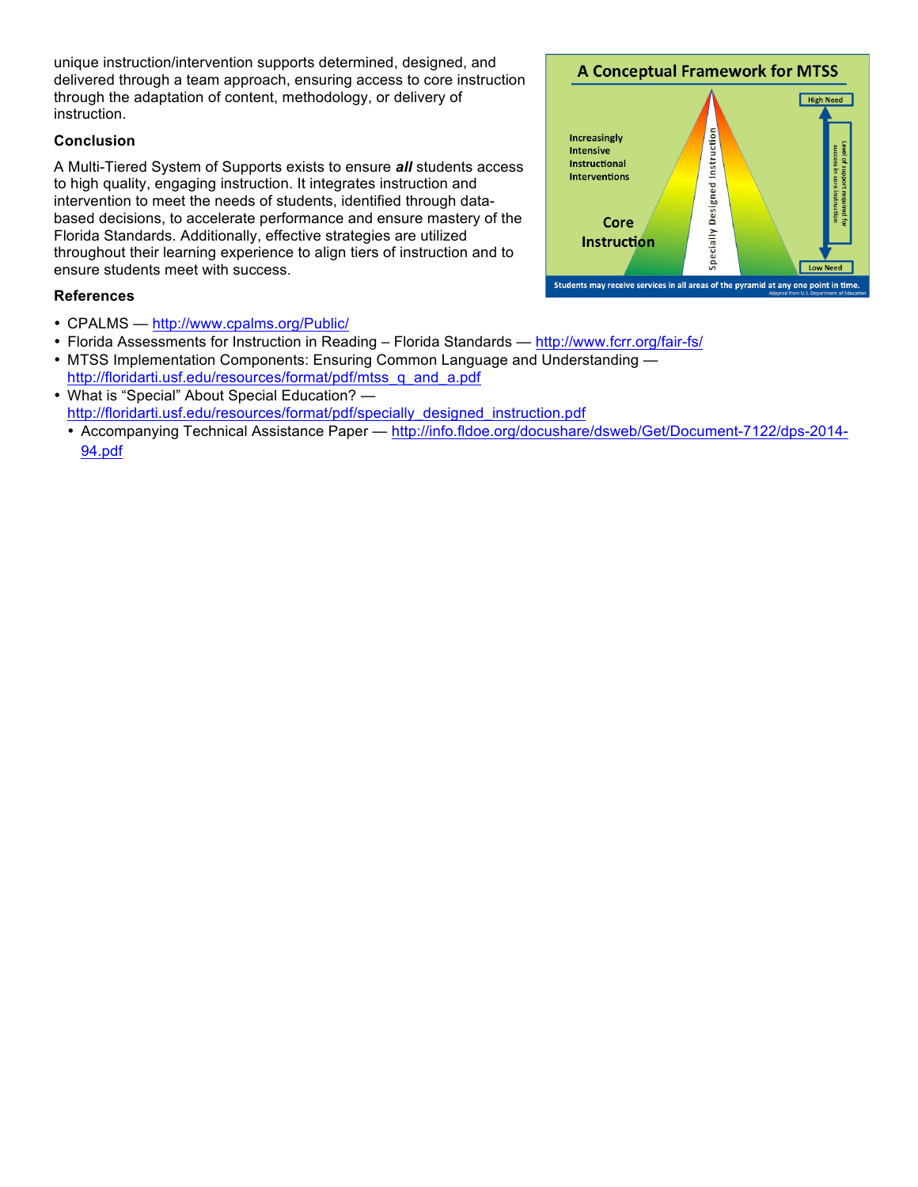unique instruction/intervention supports determined, designed, and delivered through a team approach, ensuring access to core instruction through the adaptation of content, methodology, or delivery of instruction.

A Conceptual Framework for MTSS

High Need

Increasingly Intensive Instructional Interventions

Core Instruction

Specially Designed Instruction

Level of support required for success in core instruction

Low Need

Students may receive services in all areas of the pyramid at any one point in time.

Adapted from U.S. Department of Education

### Conclusion

A Multi-Tiered System of Supports exists to ensure ***all*** students access to high quality, engaging instruction. It integrates instruction and intervention to meet the needs of students, identified through data-based decisions, to accelerate performance and ensure mastery of the Florida Standards. Additionally, effective strategies are utilized throughout their learning experience to align tiers of instruction and to ensure students meet with success.

### References

- CPALMS — http://www.cpalms.org/Public/
- Florida Assessments for Instruction in Reading – Florida Standards — http://www.fcrr.org/fair-fs/
- MTSS Implementation Components: Ensuring Common Language and Understanding — http://floridarti.usf.edu/resources/format/pdf/mtss_q_and_a.pdf
- What is "Special" About Special Education? — http://floridarti.usf.edu/resources/format/pdf/specially_designed_instruction.pdf
  - Accompanying Technical Assistance Paper — http://info.fldoe.org/docushare/dsweb/Get/Document-7122/dps-2014-94.pdf